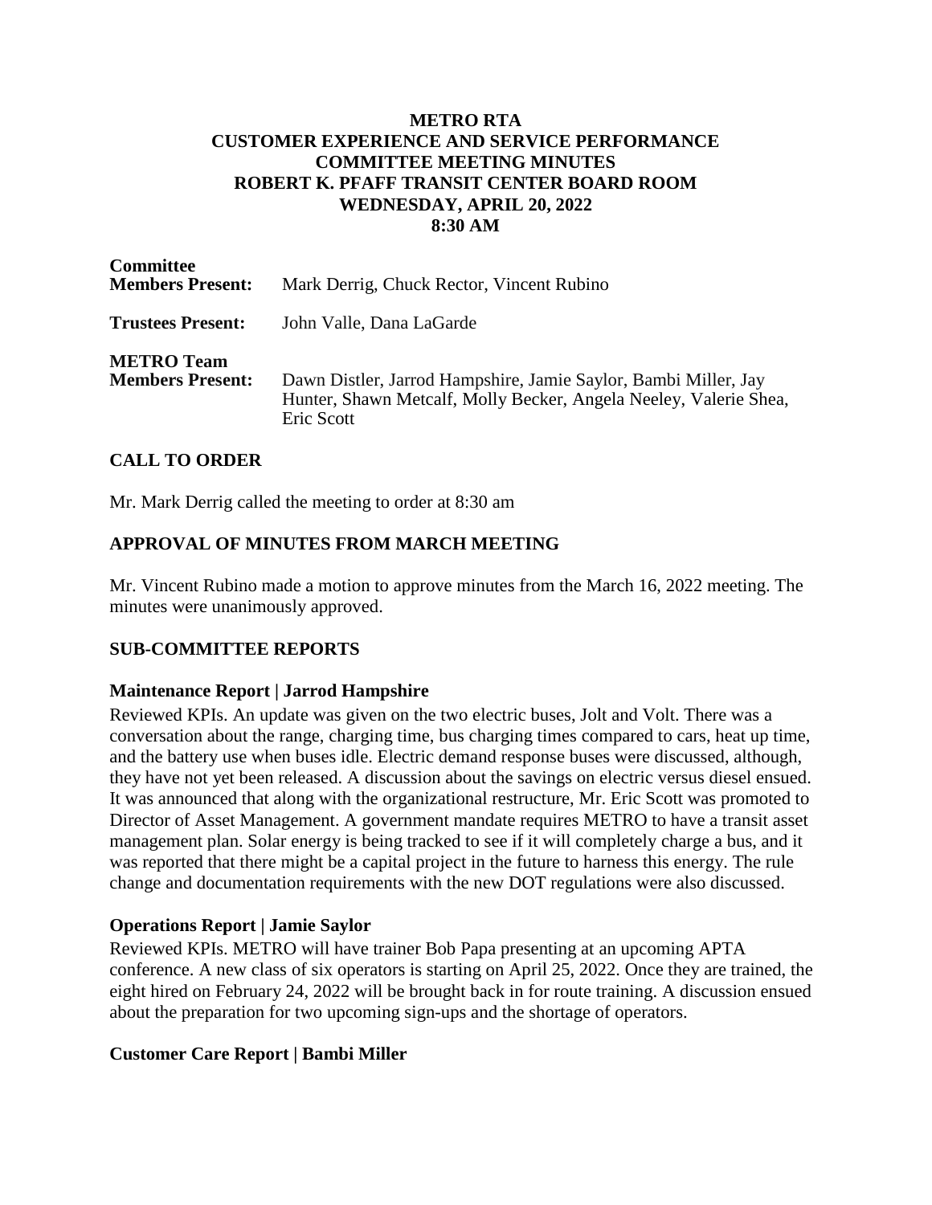# METRO RTA
# CUSTOMER EXPERIENCE AND SERVICE PERFORMANCE
# COMMITTEE MEETING MINUTES
# ROBERT K. PFAFF TRANSIT CENTER BOARD ROOM
# WEDNESDAY, APRIL 20, 2022
# 8:30 AM

**Committee Members Present:** Mark Derrig, Chuck Rector, Vincent Rubino

**Trustees Present:** John Valle, Dana LaGarde

**METRO Team Members Present:** Dawn Distler, Jarrod Hampshire, Jamie Saylor, Bambi Miller, Jay Hunter, Shawn Metcalf, Molly Becker, Angela Neeley, Valerie Shea, Eric Scott

## CALL TO ORDER

Mr. Mark Derrig called the meeting to order at 8:30 am

## APPROVAL OF MINUTES FROM MARCH MEETING

Mr. Vincent Rubino made a motion to approve minutes from the March 16, 2022 meeting. The minutes were unanimously approved.

## SUB-COMMITTEE REPORTS

### Maintenance Report | Jarrod Hampshire

Reviewed KPIs. An update was given on the two electric buses, Jolt and Volt. There was a conversation about the range, charging time, bus charging times compared to cars, heat up time, and the battery use when buses idle. Electric demand response buses were discussed, although, they have not yet been released. A discussion about the savings on electric versus diesel ensued. It was announced that along with the organizational restructure, Mr. Eric Scott was promoted to Director of Asset Management. A government mandate requires METRO to have a transit asset management plan. Solar energy is being tracked to see if it will completely charge a bus, and it was reported that there might be a capital project in the future to harness this energy. The rule change and documentation requirements with the new DOT regulations were also discussed.

### Operations Report | Jamie Saylor

Reviewed KPIs. METRO will have trainer Bob Papa presenting at an upcoming APTA conference. A new class of six operators is starting on April 25, 2022. Once they are trained, the eight hired on February 24, 2022 will be brought back in for route training. A discussion ensued about the preparation for two upcoming sign-ups and the shortage of operators.

### Customer Care Report | Bambi Miller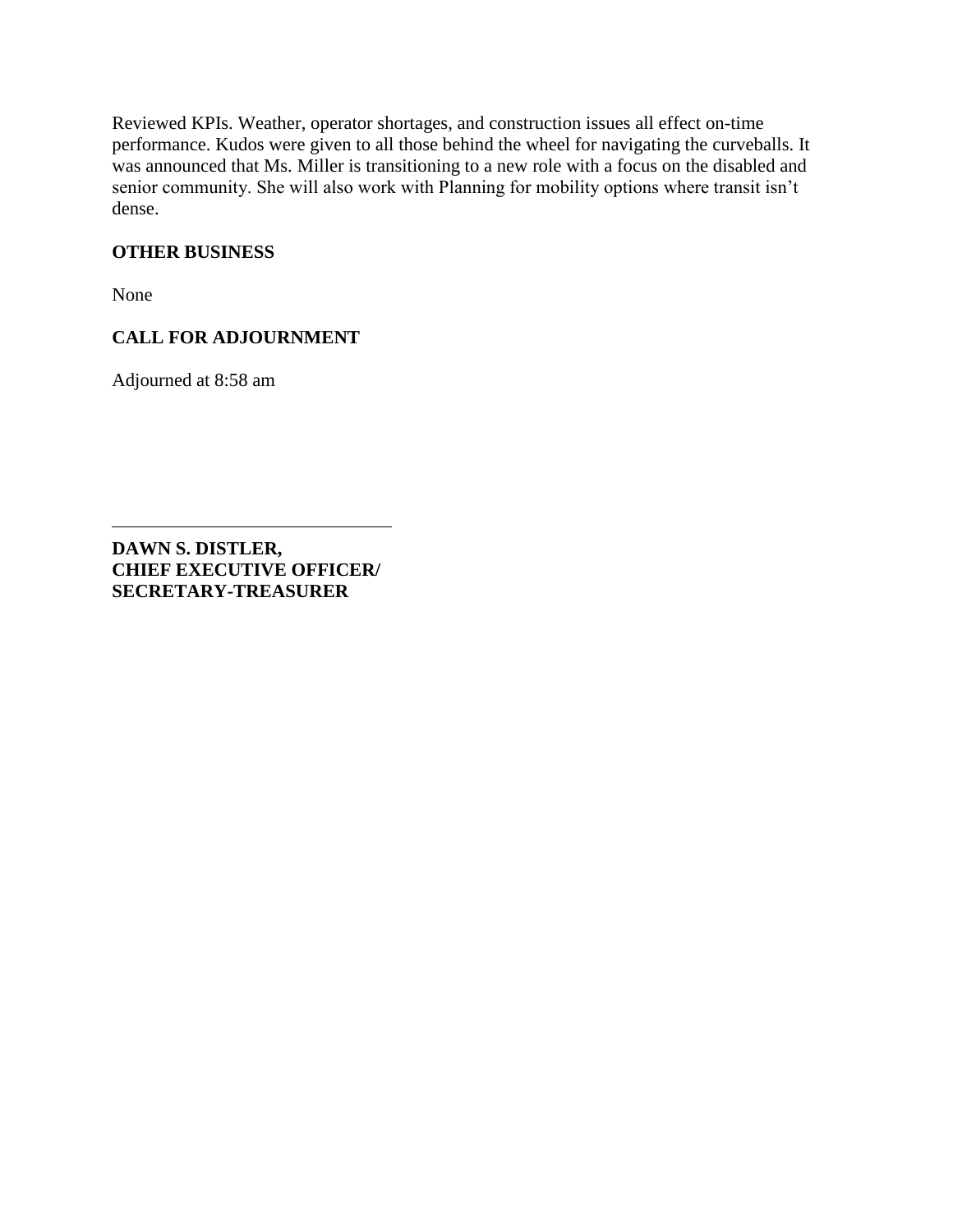Reviewed KPIs. Weather, operator shortages, and construction issues all effect on-time performance. Kudos were given to all those behind the wheel for navigating the curveballs. It was announced that Ms. Miller is transitioning to a new role with a focus on the disabled and senior community. She will also work with Planning for mobility options where transit isn't dense.

**OTHER BUSINESS**

None

**CALL FOR ADJOURNMENT**

Adjourned at 8:58 am

\_\_\_\_\_\_\_\_\_\_\_\_\_\_\_\_\_\_\_\_\_\_\_\_\_\_\_\_\_\_\_\_

**DAWN S. DISTLER,**
**CHIEF EXECUTIVE OFFICER/**
**SECRETARY-TREASURER**